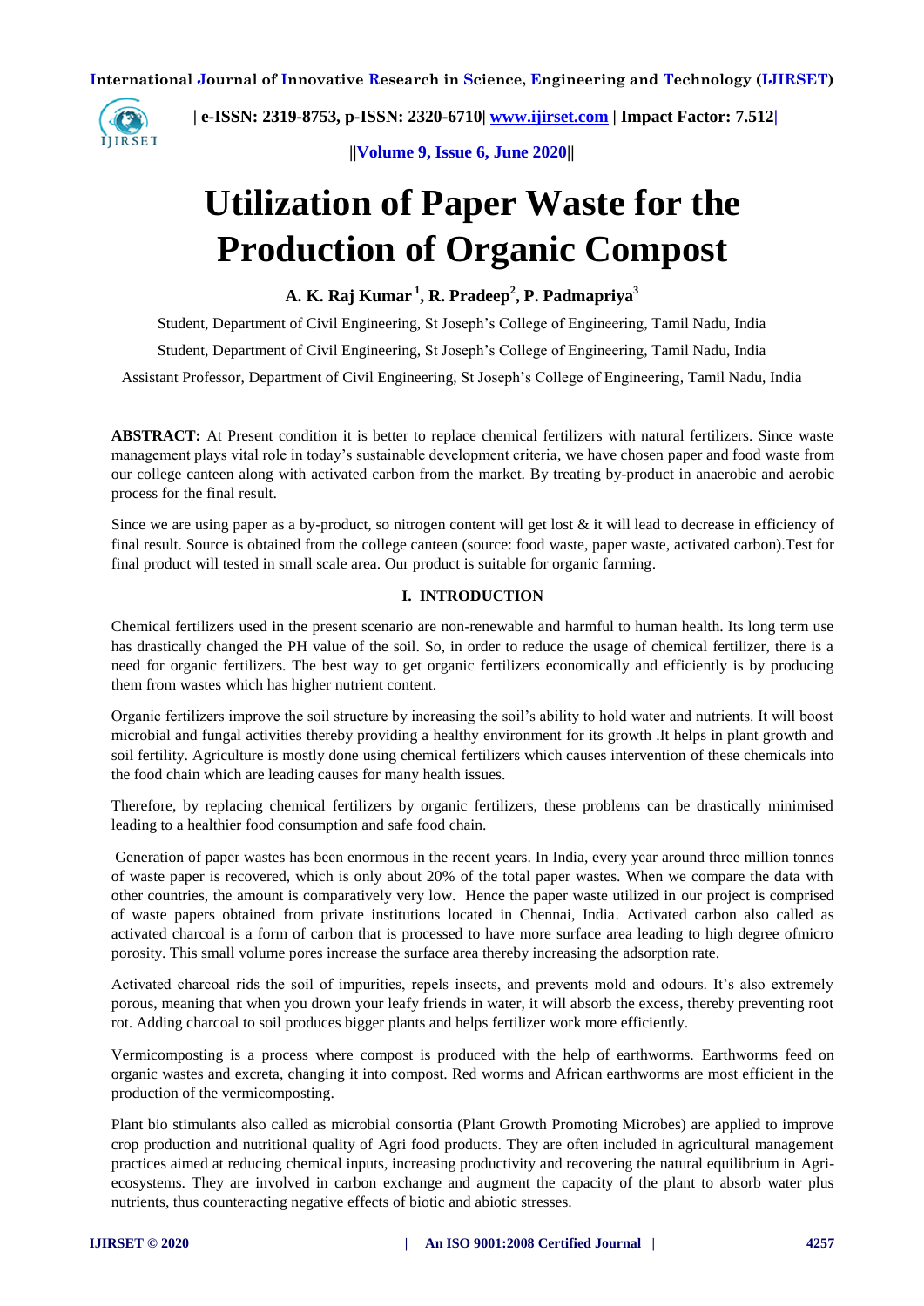# Utilization of Paper Waste for the Production of Organic Compost

**A. K. Raj Kumar [1], R. Pradeep[2], P. Padmapriya[3]**

Student, Department of Civil Engineering, St Joseph's College of Engineering, Tamil Nadu, India

Student, Department of Civil Engineering, St Joseph's College of Engineering, Tamil Nadu, India

Assistant Professor, Department of Civil Engineering, St Joseph's College of Engineering, Tamil Nadu, India

**ABSTRACT:** At Present condition it is better to replace chemical fertilizers with natural fertilizers. Since waste management plays vital role in today's sustainable development criteria, we have chosen paper and food waste from our college canteen along with activated carbon from the market. By treating by-product in anaerobic and aerobic process for the final result.

Since we are using paper as a by-product, so nitrogen content will get lost & it will lead to decrease in efficiency of final result. Source is obtained from the college canteen (source: food waste, paper waste, activated carbon).Test for final product will tested in small scale area. Our product is suitable for organic farming.

## I. INTRODUCTION

Chemical fertilizers used in the present scenario are non-renewable and harmful to human health. Its long term use has drastically changed the PH value of the soil. So, in order to reduce the usage of chemical fertilizer, there is a need for organic fertilizers. The best way to get organic fertilizers economically and efficiently is by producing them from wastes which has higher nutrient content.

Organic fertilizers improve the soil structure by increasing the soil's ability to hold water and nutrients. It will boost microbial and fungal activities thereby providing a healthy environment for its growth .It helps in plant growth and soil fertility. Agriculture is mostly done using chemical fertilizers which causes intervention of these chemicals into the food chain which are leading causes for many health issues.

Therefore, by replacing chemical fertilizers by organic fertilizers, these problems can be drastically minimised leading to a healthier food consumption and safe food chain.

Generation of paper wastes has been enormous in the recent years. In India, every year around three million tonnes of waste paper is recovered, which is only about 20% of the total paper wastes. When we compare the data with other countries, the amount is comparatively very low. Hence the paper waste utilized in our project is comprised of waste papers obtained from private institutions located in Chennai, India. Activated carbon also called as activated charcoal is a form of carbon that is processed to have more surface area leading to high degree ofmicro porosity. This small volume pores increase the surface area thereby increasing the adsorption rate.

Activated charcoal rids the soil of impurities, repels insects, and prevents mold and odours. It's also extremely porous, meaning that when you drown your leafy friends in water, it will absorb the excess, thereby preventing root rot. Adding charcoal to soil produces bigger plants and helps fertilizer work more efficiently.

Vermicomposting is a process where compost is produced with the help of earthworms. Earthworms feed on organic wastes and excreta, changing it into compost. Red worms and African earthworms are most efficient in the production of the vermicomposting.

Plant bio stimulants also called as microbial consortia (Plant Growth Promoting Microbes) are applied to improve crop production and nutritional quality of Agri food products. They are often included in agricultural management practices aimed at reducing chemical inputs, increasing productivity and recovering the natural equilibrium in Agri-ecosystems. They are involved in carbon exchange and augment the capacity of the plant to absorb water plus nutrients, thus counteracting negative effects of biotic and abiotic stresses.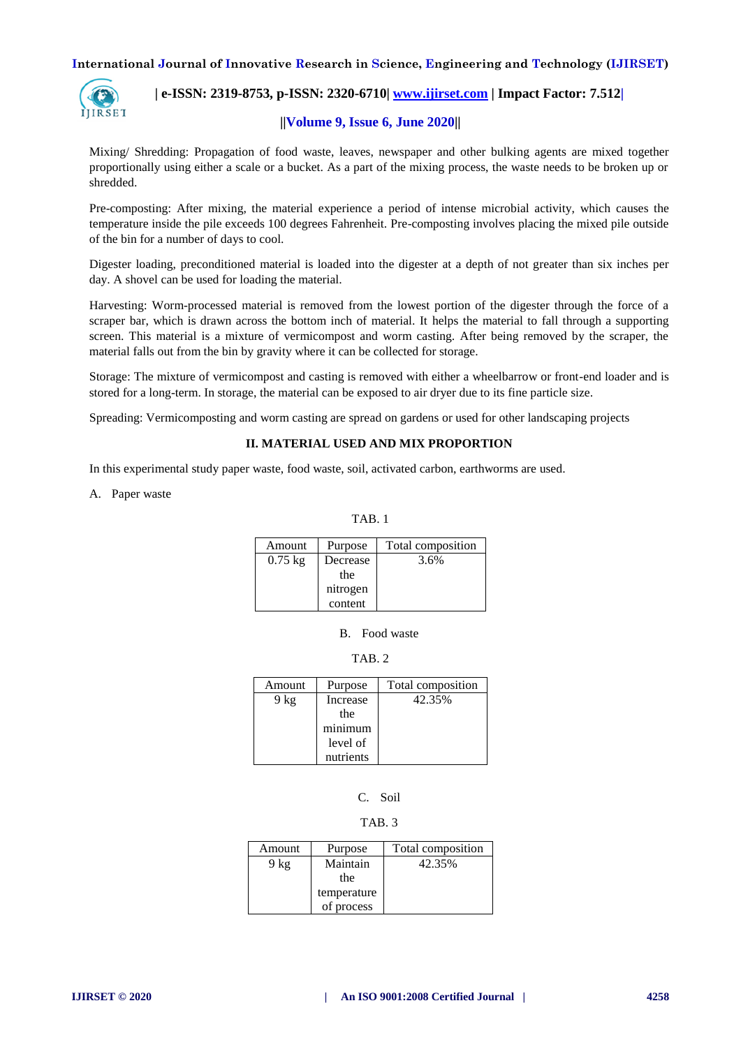Mixing/ Shredding: Propagation of food waste, leaves, newspaper and other bulking agents are mixed together proportionally using either a scale or a bucket. As a part of the mixing process, the waste needs to be broken up or shredded.

Pre-composting: After mixing, the material experience a period of intense microbial activity, which causes the temperature inside the pile exceeds 100 degrees Fahrenheit. Pre-composting involves placing the mixed pile outside of the bin for a number of days to cool.

Digester loading, preconditioned material is loaded into the digester at a depth of not greater than six inches per day. A shovel can be used for loading the material.

Harvesting: Worm-processed material is removed from the lowest portion of the digester through the force of a scraper bar, which is drawn across the bottom inch of material. It helps the material to fall through a supporting screen. This material is a mixture of vermicompost and worm casting. After being removed by the scraper, the material falls out from the bin by gravity where it can be collected for storage.

Storage: The mixture of vermicompost and casting is removed with either a wheelbarrow or front-end loader and is stored for a long-term. In storage, the material can be exposed to air dryer due to its fine particle size.

Spreading: Vermicomposting and worm casting are spread on gardens or used for other landscaping projects

## II. MATERIAL USED AND MIX PROPORTION

In this experimental study paper waste, food waste, soil, activated carbon, earthworms are used.

A. Paper waste

TAB. 1

| Amount | Purpose | Total composition |
|---|---|---|
| 0.75 kg | Decrease the nitrogen content | 3.6% |

B. Food waste

TAB. 2

| Amount | Purpose | Total composition |
|---|---|---|
| 9 kg | Increase the minimum level of nutrients | 42.35% |

C. Soil

TAB. 3

| Amount | Purpose | Total composition |
|---|---|---|
| 9 kg | Maintain the temperature of process | 42.35% |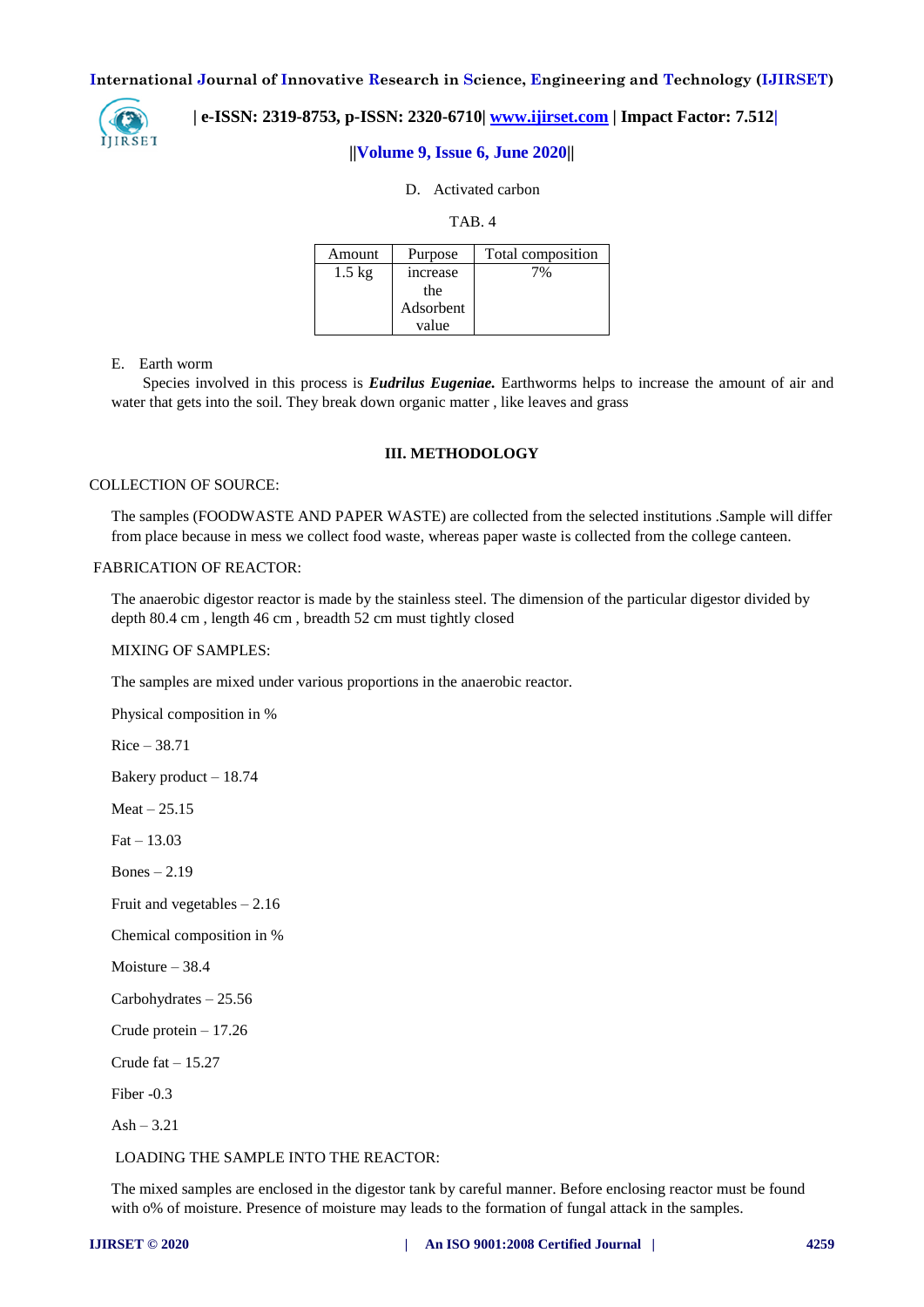D. Activated carbon

TAB. 4

| Amount | Purpose | Total composition |
|---|---|---|
| 1.5 kg | increase the Adsorbent value | 7% |

E. Earth worm

Species involved in this process is ***Eudrilus Eugeniae.*** Earthworms helps to increase the amount of air and water that gets into the soil. They break down organic matter , like leaves and grass

## III. METHODOLOGY

COLLECTION OF SOURCE:

The samples (FOODWASTE AND PAPER WASTE) are collected from the selected institutions .Sample will differ from place because in mess we collect food waste, whereas paper waste is collected from the college canteen.

FABRICATION OF REACTOR:

The anaerobic digestor reactor is made by the stainless steel. The dimension of the particular digestor divided by depth 80.4 cm , length 46 cm , breadth 52 cm must tightly closed

MIXING OF SAMPLES:

The samples are mixed under various proportions in the anaerobic reactor.

Physical composition in %

Rice – 38.71

Bakery product – 18.74

Meat – 25.15

Fat – 13.03

Bones – 2.19

Fruit and vegetables – 2.16

Chemical composition in %

Moisture – 38.4

Carbohydrates – 25.56

Crude protein – 17.26

Crude fat – 15.27

Fiber -0.3

Ash – 3.21

LOADING THE SAMPLE INTO THE REACTOR:

The mixed samples are enclosed in the digestor tank by careful manner. Before enclosing reactor must be found with o% of moisture. Presence of moisture may leads to the formation of fungal attack in the samples.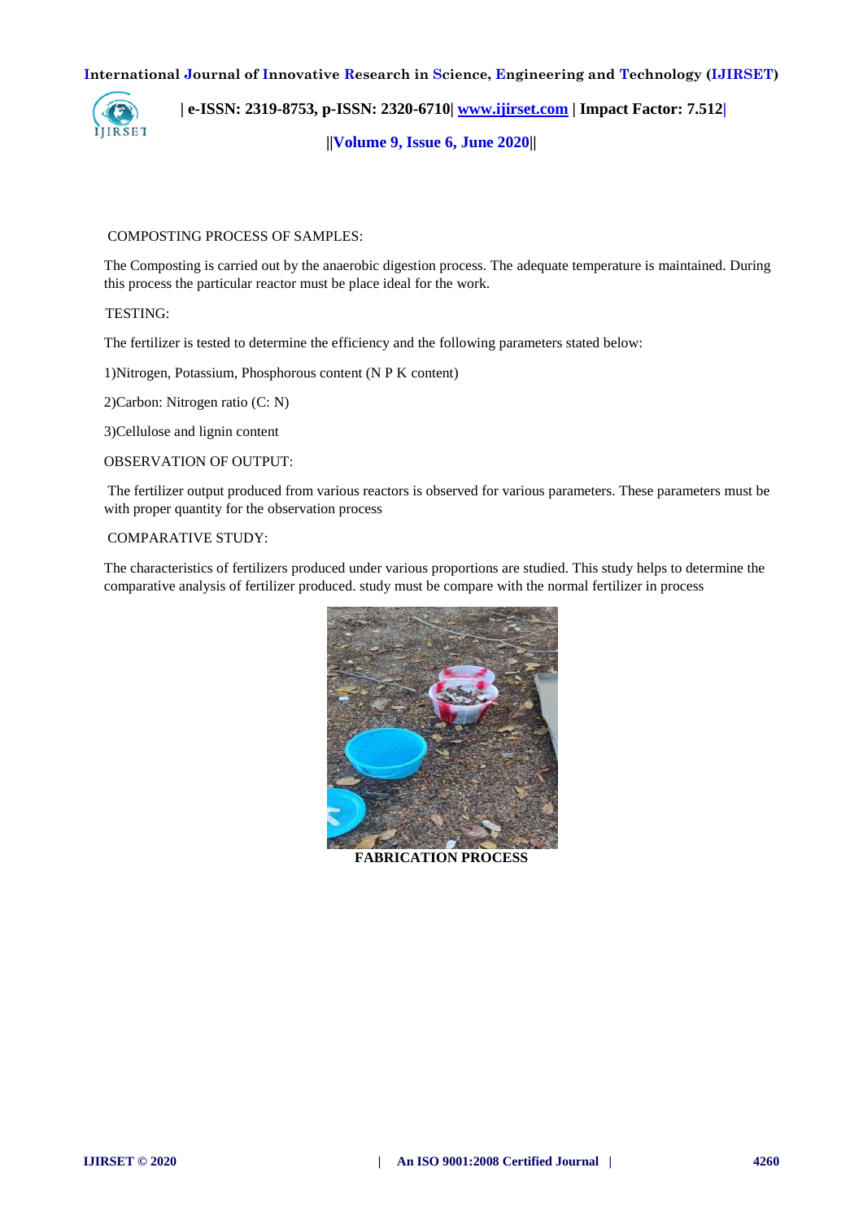COMPOSTING PROCESS OF SAMPLES:

The Composting is carried out by the anaerobic digestion process. The adequate temperature is maintained. During this process the particular reactor must be place ideal for the work.

TESTING:

The fertilizer is tested to determine the efficiency and the following parameters stated below:

1)Nitrogen, Potassium, Phosphorous content (N P K content)

2)Carbon: Nitrogen ratio (C: N)

3)Cellulose and lignin content

OBSERVATION OF OUTPUT:

The fertilizer output produced from various reactors is observed for various parameters. These parameters must be with proper quantity for the observation process

COMPARATIVE STUDY:

The characteristics of fertilizers produced under various proportions are studied. This study helps to determine the comparative analysis of fertilizer produced. study must be compare with the normal fertilizer in process

**FABRICATION PROCESS**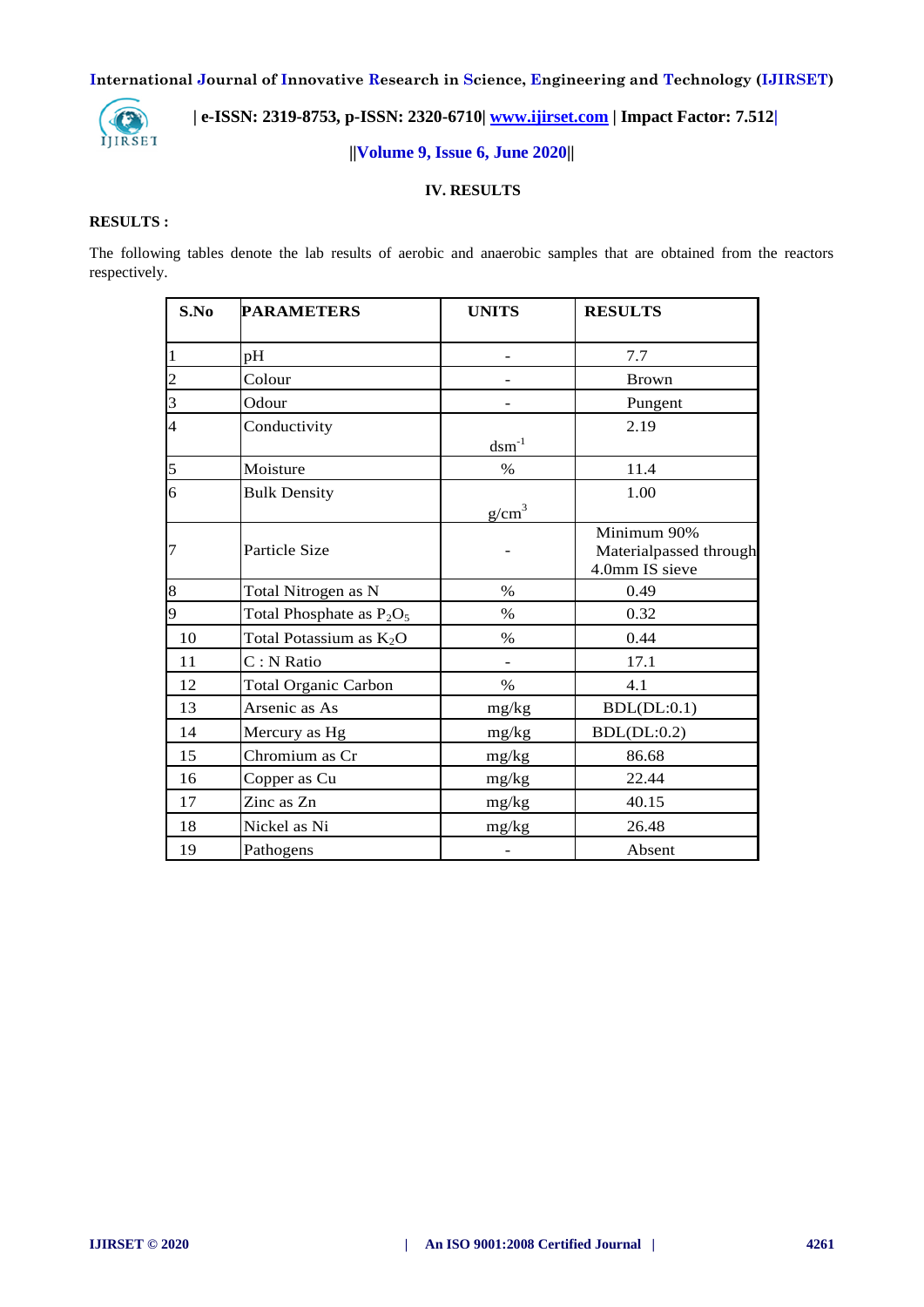## IV. RESULTS

**RESULTS :**

The following tables denote the lab results of aerobic and anaerobic samples that are obtained from the reactors respectively.

| S.No | PARAMETERS | UNITS | RESULTS |
|---|---|---|---|
| 1 | pH | - | 7.7 |
| 2 | Colour | - | Brown |
| 3 | Odour | - | Pungent |
| 4 | Conductivity | $dsm^{-1}$ | 2.19 |
| 5 | Moisture | % | 11.4 |
| 6 | Bulk Density | $g/cm^3$ | 1.00 |
| 7 | Particle Size | - | Minimum 90% Materialpassed through 4.0mm IS sieve |
| 8 | Total Nitrogen as N | % | 0.49 |
| 9 | Total Phosphate as $P_2O_5$ | % | 0.32 |
| 10 | Total Potassium as $K_2O$ | % | 0.44 |
| 11 | C : N Ratio | - | 17.1 |
| 12 | Total Organic Carbon | % | 4.1 |
| 13 | Arsenic as As | mg/kg | BDL(DL:0.1) |
| 14 | Mercury as Hg | mg/kg | BDL(DL:0.2) |
| 15 | Chromium as Cr | mg/kg | 86.68 |
| 16 | Copper as Cu | mg/kg | 22.44 |
| 17 | Zinc as Zn | mg/kg | 40.15 |
| 18 | Nickel as Ni | mg/kg | 26.48 |
| 19 | Pathogens | - | Absent |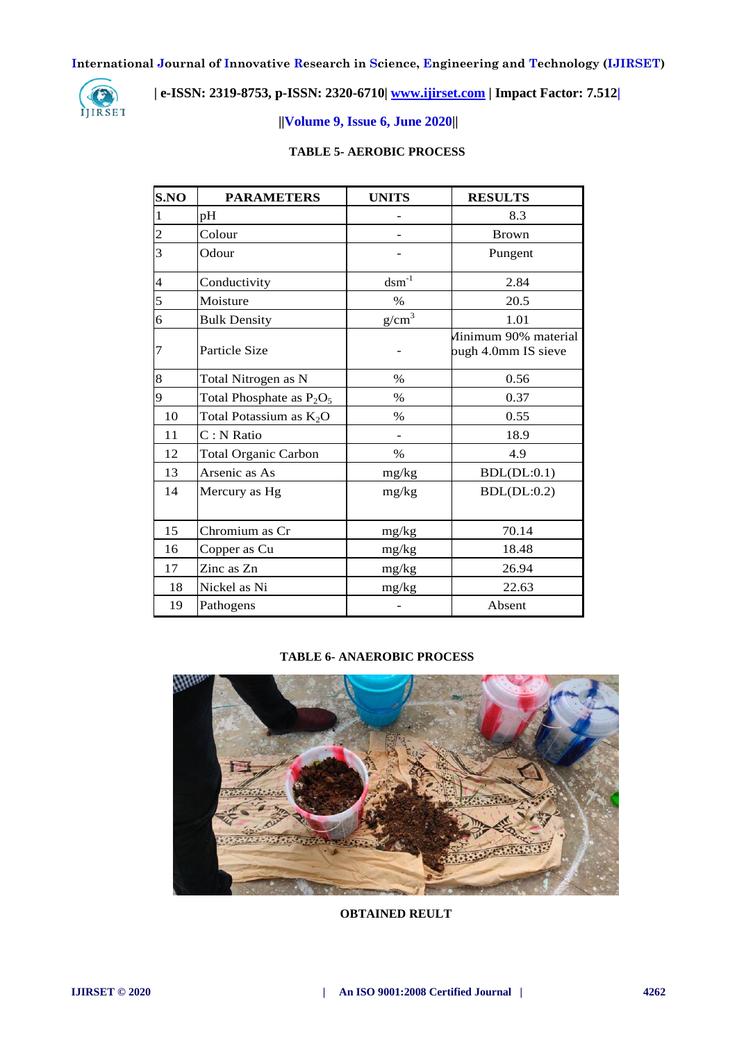**TABLE 5- AEROBIC PROCESS**

| S.NO | PARAMETERS | UNITS | RESULTS |
|---|---|---|---|
| 1 | pH | - | 8.3 |
| 2 | Colour | - | Brown |
| 3 | Odour | - | Pungent |
| 4 | Conductivity | $dsm^{-1}$ | 2.84 |
| 5 | Moisture | % | 20.5 |
| 6 | Bulk Density | $g/cm^3$ | 1.01 |
| 7 | Particle Size | - | Minimum 90% material through 4.0mm IS sieve |
| 8 | Total Nitrogen as N | % | 0.56 |
| 9 | Total Phosphate as $P_2O_5$ | % | 0.37 |
| 10 | Total Potassium as $K_2O$ | % | 0.55 |
| 11 | C : N Ratio | - | 18.9 |
| 12 | Total Organic Carbon | % | 4.9 |
| 13 | Arsenic as As | mg/kg | BDL(DL:0.1) |
| 14 | Mercury as Hg | mg/kg | BDL(DL:0.2) |
| 15 | Chromium as Cr | mg/kg | 70.14 |
| 16 | Copper as Cu | mg/kg | 18.48 |
| 17 | Zinc as Zn | mg/kg | 26.94 |
| 18 | Nickel as Ni | mg/kg | 22.63 |
| 19 | Pathogens | - | Absent |

**TABLE 6- ANAEROBIC PROCESS**

**OBTAINED REULT**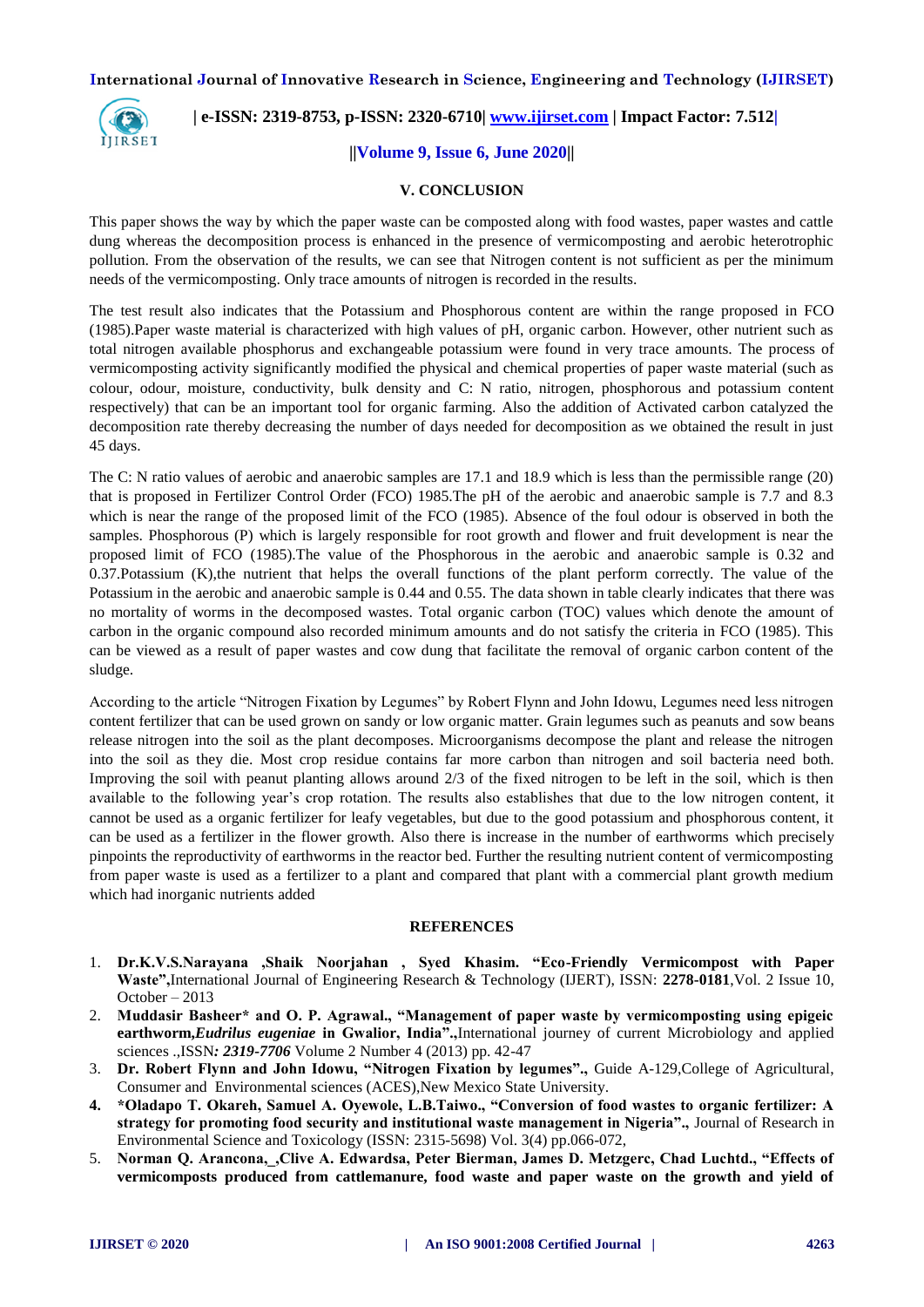## V. CONCLUSION

This paper shows the way by which the paper waste can be composted along with food wastes, paper wastes and cattle dung whereas the decomposition process is enhanced in the presence of vermicomposting and aerobic heterotrophic pollution. From the observation of the results, we can see that Nitrogen content is not sufficient as per the minimum needs of the vermicomposting. Only trace amounts of nitrogen is recorded in the results.

The test result also indicates that the Potassium and Phosphorous content are within the range proposed in FCO (1985).Paper waste material is characterized with high values of pH, organic carbon. However, other nutrient such as total nitrogen available phosphorus and exchangeable potassium were found in very trace amounts. The process of vermicomposting activity significantly modified the physical and chemical properties of paper waste material (such as colour, odour, moisture, conductivity, bulk density and C: N ratio, nitrogen, phosphorous and potassium content respectively) that can be an important tool for organic farming. Also the addition of Activated carbon catalyzed the decomposition rate thereby decreasing the number of days needed for decomposition as we obtained the result in just 45 days.

The C: N ratio values of aerobic and anaerobic samples are 17.1 and 18.9 which is less than the permissible range (20) that is proposed in Fertilizer Control Order (FCO) 1985.The pH of the aerobic and anaerobic sample is 7.7 and 8.3 which is near the range of the proposed limit of the FCO (1985). Absence of the foul odour is observed in both the samples. Phosphorous (P) which is largely responsible for root growth and flower and fruit development is near the proposed limit of FCO (1985).The value of the Phosphorous in the aerobic and anaerobic sample is 0.32 and 0.37.Potassium (K),the nutrient that helps the overall functions of the plant perform correctly. The value of the Potassium in the aerobic and anaerobic sample is 0.44 and 0.55. The data shown in table clearly indicates that there was no mortality of worms in the decomposed wastes. Total organic carbon (TOC) values which denote the amount of carbon in the organic compound also recorded minimum amounts and do not satisfy the criteria in FCO (1985). This can be viewed as a result of paper wastes and cow dung that facilitate the removal of organic carbon content of the sludge.

According to the article "Nitrogen Fixation by Legumes" by Robert Flynn and John Idowu, Legumes need less nitrogen content fertilizer that can be used grown on sandy or low organic matter. Grain legumes such as peanuts and sow beans release nitrogen into the soil as the plant decomposes. Microorganisms decompose the plant and release the nitrogen into the soil as they die. Most crop residue contains far more carbon than nitrogen and soil bacteria need both. Improving the soil with peanut planting allows around 2/3 of the fixed nitrogen to be left in the soil, which is then available to the following year's crop rotation. The results also establishes that due to the low nitrogen content, it cannot be used as a organic fertilizer for leafy vegetables, but due to the good potassium and phosphorous content, it can be used as a fertilizer in the flower growth. Also there is increase in the number of earthworms which precisely pinpoints the reproductivity of earthworms in the reactor bed. Further the resulting nutrient content of vermicomposting from paper waste is used as a fertilizer to a plant and compared that plant with a commercial plant growth medium which had inorganic nutrients added

## REFERENCES

1. **Dr.K.V.S.Narayana ,Shaik Noorjahan , Syed Khasim. "Eco-Friendly Vermicompost with Paper Waste",**International Journal of Engineering Research & Technology (IJERT), ISSN: **2278-0181**,Vol. 2 Issue 10, October – 2013
2. **Muddasir Basheer* and O. P. Agrawal., "Management of paper waste by vermicomposting using epigeic earthworm,*Eudrilus eugeniae* in Gwalior, India".,**International journey of current Microbiology and applied sciences .,ISSN*: **2319-7706*** Volume 2 Number 4 (2013) pp. 42-47
3. **Dr. Robert Flynn and John Idowu, "Nitrogen Fixation by legumes".,** Guide A-129,College of Agricultural, Consumer and Environmental sciences (ACES),New Mexico State University.
4. **\*Oladapo T. Okareh, Samuel A. Oyewole, L.B.Taiwo., "Conversion of food wastes to organic fertilizer: A strategy for promoting food security and institutional waste management in Nigeria".,** Journal of Research in Environmental Science and Toxicology (ISSN: 2315-5698) Vol. 3(4) pp.066-072,
5. **Norman Q. Arancona,_,Clive A. Edwardsa, Peter Bierman, James D. Metzgerc, Chad Luchtd., "Effects of vermicomposts produced from cattlemanure, food waste and paper waste on the growth and yield of**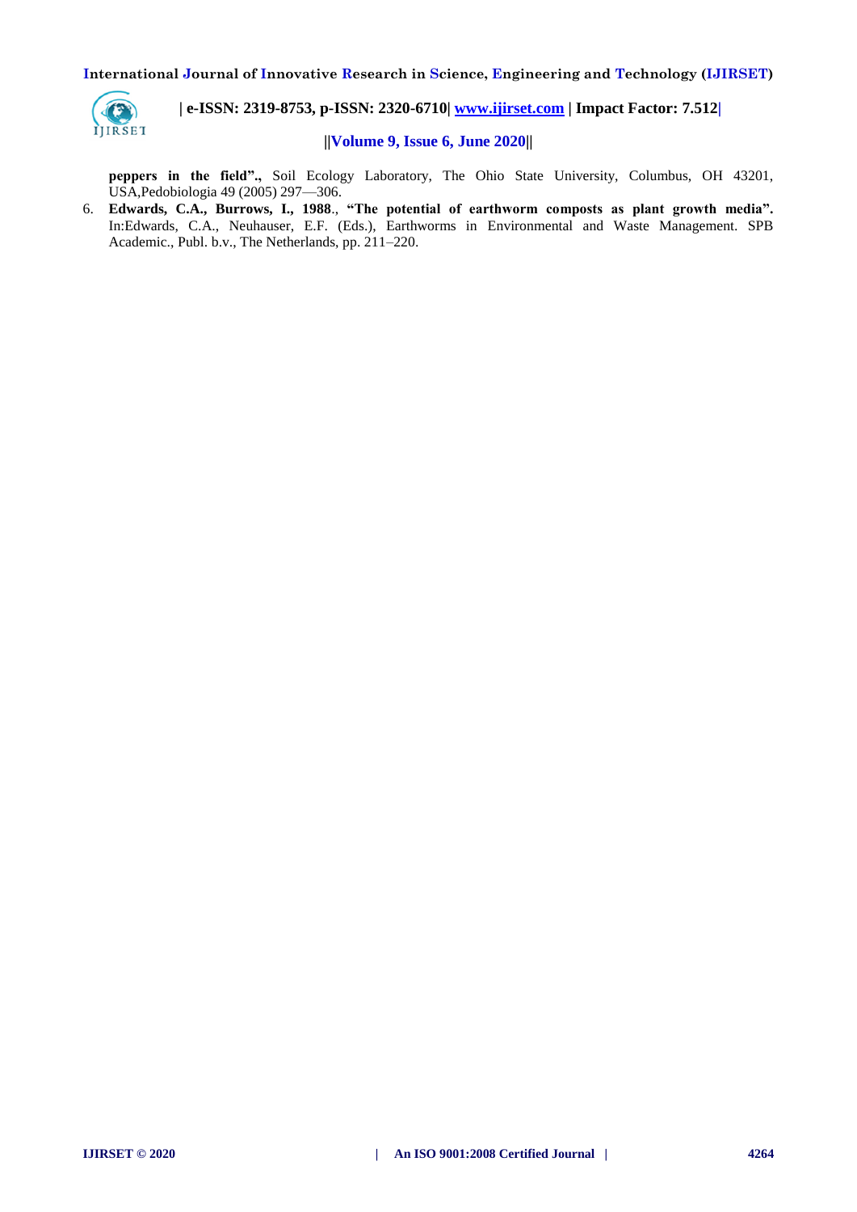**peppers in the field".,** Soil Ecology Laboratory, The Ohio State University, Columbus, OH 43201, USA,Pedobiologia 49 (2005) 297—306.

6. **Edwards, C.A., Burrows, I., 1988**., **"The potential of earthworm composts as plant growth media".** In:Edwards, C.A., Neuhauser, E.F. (Eds.), Earthworms in Environmental and Waste Management. SPB Academic., Publ. b.v., The Netherlands, pp. 211–220.